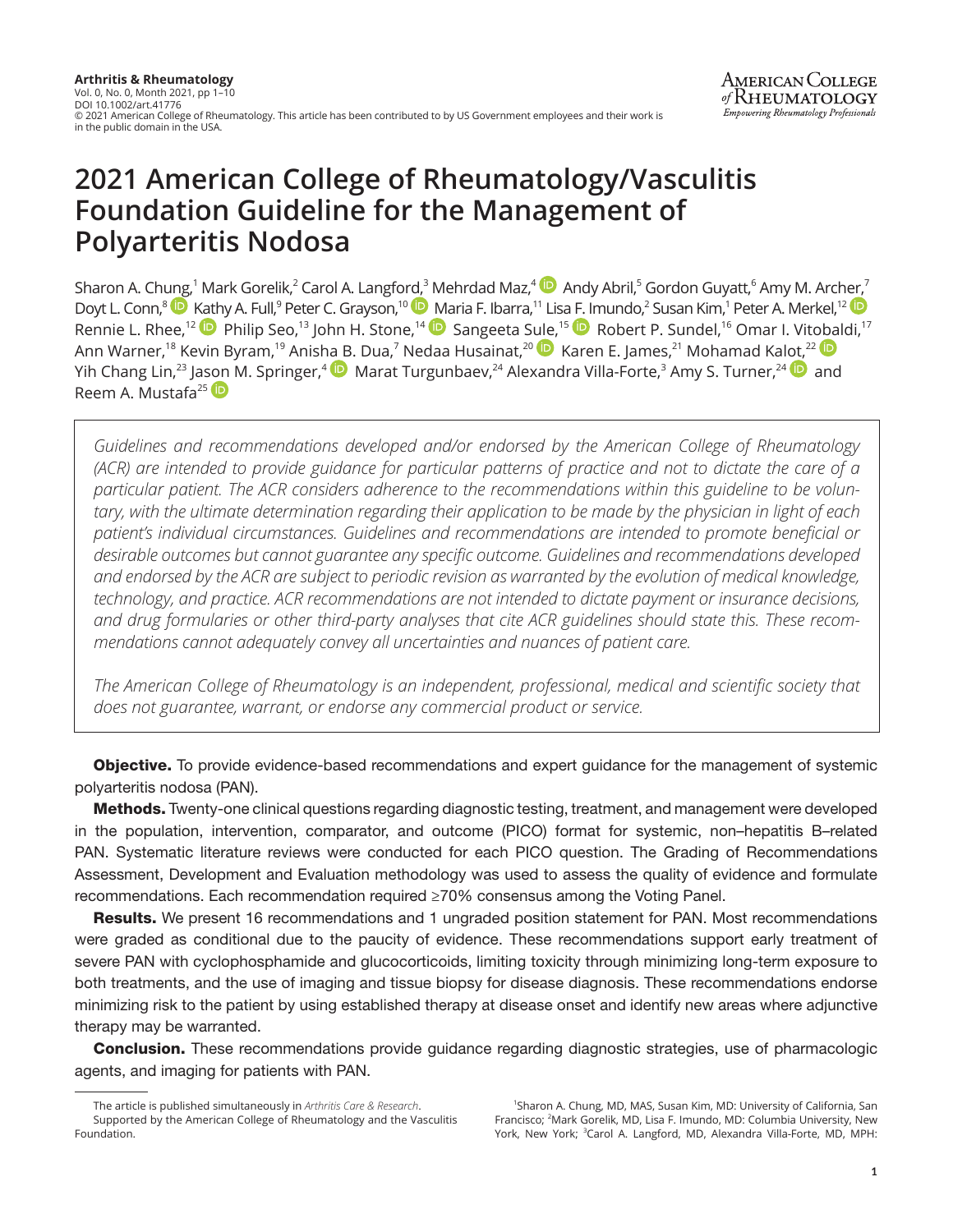# 2021 American College of Rheumatology/Vasculitis Foundation Guideline for the Management of Polyarteritis Nodosa

Sharon A. Chung,[1] Mark Gorelik,[2] Carol A. Langford,[3] Mehrdad Maz,[4] Andy Abril,[5] Gordon Guyatt,[6] Amy M. Archer,[7] Doyt L. Conn,[8] Kathy A. Full,[9] Peter C. Grayson,[10] Maria F. Ibarra,[11] Lisa F. Imundo,[2] Susan Kim,[1] Peter A. Merkel,[12] Rennie L. Rhee,[12] Philip Seo,[13] John H. Stone,[14] Sangeeta Sule,[15] Robert P. Sundel,[16] Omar I. Vitobaldi,[17] Ann Warner,[18] Kevin Byram,[19] Anisha B. Dua,[7] Nedaa Husainat,[20] Karen E. James,[21] Mohamad Kalot,[22] Yih Chang Lin,[23] Jason M. Springer,[4] Marat Turgunbaev,[24] Alexandra Villa-Forte,[3] Amy S. Turner,[24] and Reem A. Mustafa[25]

*Guidelines and recommendations developed and/or endorsed by the American College of Rheumatology (ACR) are intended to provide guidance for particular patterns of practice and not to dictate the care of a particular patient. The ACR considers adherence to the recommendations within this guideline to be voluntary, with the ultimate determination regarding their application to be made by the physician in light of each patient's individual circumstances. Guidelines and recommendations are intended to promote beneficial or desirable outcomes but cannot guarantee any specific outcome. Guidelines and recommendations developed and endorsed by the ACR are subject to periodic revision as warranted by the evolution of medical knowledge, technology, and practice. ACR recommendations are not intended to dictate payment or insurance decisions, and drug formularies or other third-party analyses that cite ACR guidelines should state this. These recommendations cannot adequately convey all uncertainties and nuances of patient care.*

*The American College of Rheumatology is an independent, professional, medical and scientific society that does not guarantee, warrant, or endorse any commercial product or service.*

**Objective.** To provide evidence-based recommendations and expert guidance for the management of systemic polyarteritis nodosa (PAN).

**Methods.** Twenty-one clinical questions regarding diagnostic testing, treatment, and management were developed in the population, intervention, comparator, and outcome (PICO) format for systemic, non–hepatitis B–related PAN. Systematic literature reviews were conducted for each PICO question. The Grading of Recommendations Assessment, Development and Evaluation methodology was used to assess the quality of evidence and formulate recommendations. Each recommendation required ≥70% consensus among the Voting Panel.

**Results.** We present 16 recommendations and 1 ungraded position statement for PAN. Most recommendations were graded as conditional due to the paucity of evidence. These recommendations support early treatment of severe PAN with cyclophosphamide and glucocorticoids, limiting toxicity through minimizing long-term exposure to both treatments, and the use of imaging and tissue biopsy for disease diagnosis. These recommendations endorse minimizing risk to the patient by using established therapy at disease onset and identify new areas where adjunctive therapy may be warranted.

**Conclusion.** These recommendations provide guidance regarding diagnostic strategies, use of pharmacologic agents, and imaging for patients with PAN.

The article is published simultaneously in *Arthritis Care & Research*.

Supported by the American College of Rheumatology and the Vasculitis Foundation.

[1]Sharon A. Chung, MD, MAS, Susan Kim, MD: University of California, San Francisco; [2]Mark Gorelik, MD, Lisa F. Imundo, MD: Columbia University, New York, New York; [3]Carol A. Langford, MD, Alexandra Villa-Forte, MD, MPH: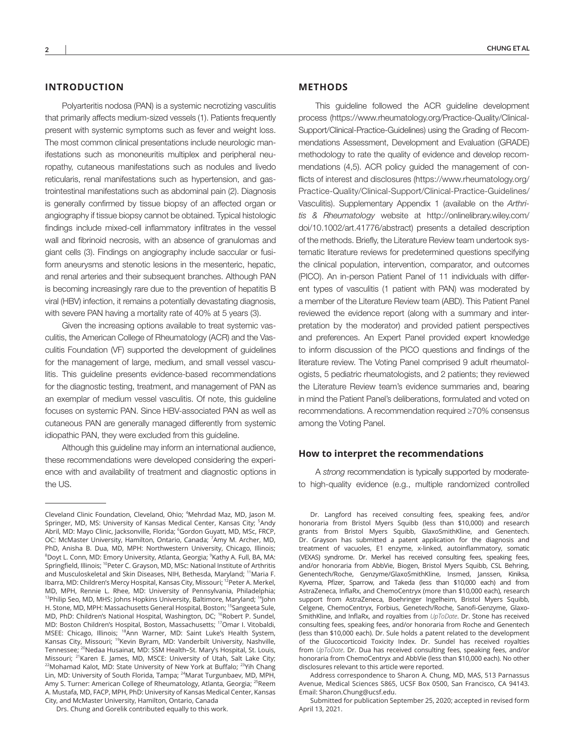## INTRODUCTION

Polyarteritis nodosa (PAN) is a systemic necrotizing vasculitis that primarily affects medium-sized vessels (1). Patients frequently present with systemic symptoms such as fever and weight loss. The most common clinical presentations include neurologic manifestations such as mononeuritis multiplex and peripheral neuropathy, cutaneous manifestations such as nodules and livedo reticularis, renal manifestations such as hypertension, and gastrointestinal manifestations such as abdominal pain (2). Diagnosis is generally confirmed by tissue biopsy of an affected organ or angiography if tissue biopsy cannot be obtained. Typical histologic findings include mixed-cell inflammatory infiltrates in the vessel wall and fibrinoid necrosis, with an absence of granulomas and giant cells (3). Findings on angiography include saccular or fusiform aneurysms and stenotic lesions in the mesenteric, hepatic, and renal arteries and their subsequent branches. Although PAN is becoming increasingly rare due to the prevention of hepatitis B viral (HBV) infection, it remains a potentially devastating diagnosis, with severe PAN having a mortality rate of 40% at 5 years (3).

Given the increasing options available to treat systemic vasculitis, the American College of Rheumatology (ACR) and the Vasculitis Foundation (VF) supported the development of guidelines for the management of large, medium, and small vessel vasculitis. This guideline presents evidence-based recommendations for the diagnostic testing, treatment, and management of PAN as an exemplar of medium vessel vasculitis. Of note, this guideline focuses on systemic PAN. Since HBV-associated PAN as well as cutaneous PAN are generally managed differently from systemic idiopathic PAN, they were excluded from this guideline.

Although this guideline may inform an international audience, these recommendations were developed considering the experience with and availability of treatment and diagnostic options in the US.

## METHODS

This guideline followed the ACR guideline development process (https://www.rheumatology.org/Practice-Quality/Clinical-Support/Clinical-Practice-Guidelines) using the Grading of Recommendations Assessment, Development and Evaluation (GRADE) methodology to rate the quality of evidence and develop recommendations (4,5). ACR policy guided the management of conflicts of interest and disclosures (https://www.rheumatology.org/Practice-Quality/Clinical-Support/Clinical-Practice-Guidelines/Vasculitis). Supplementary Appendix 1 (available on the *Arthritis & Rheumatology* website at http://onlinelibrary.wiley.com/doi/10.1002/art.41776/abstract) presents a detailed description of the methods. Briefly, the Literature Review team undertook systematic literature reviews for predetermined questions specifying the clinical population, intervention, comparator, and outcomes (PICO). An in-person Patient Panel of 11 individuals with different types of vasculitis (1 patient with PAN) was moderated by a member of the Literature Review team (ABD). This Patient Panel reviewed the evidence report (along with a summary and interpretation by the moderator) and provided patient perspectives and preferences. An Expert Panel provided expert knowledge to inform discussion of the PICO questions and findings of the literature review. The Voting Panel comprised 9 adult rheumatologists, 5 pediatric rheumatologists, and 2 patients; they reviewed the Literature Review team's evidence summaries and, bearing in mind the Patient Panel's deliberations, formulated and voted on recommendations. A recommendation required ≥70% consensus among the Voting Panel.

### How to interpret the recommendations

A *strong* recommendation is typically supported by moderate-to high-quality evidence (e.g., multiple randomized controlled

---

Cleveland Clinic Foundation, Cleveland, Ohio; [4]Mehrdad Maz, MD, Jason M. Springer, MD, MS: University of Kansas Medical Center, Kansas City; [5]Andy Abril, MD: Mayo Clinic, Jacksonville, Florida; [6]Gordon Guyatt, MD, MSc, FRCP, OC: McMaster University, Hamilton, Ontario, Canada; [7]Amy M. Archer, MD, PhD, Anisha B. Dua, MD, MPH: Northwestern University, Chicago, Illinois; [8]Doyt L. Conn, MD: Emory University, Atlanta, Georgia; [9]Kathy A. Full, BA, MA: Springfield, Illinois; [10]Peter C. Grayson, MD, MSc: National Institute of Arthritis and Musculoskeletal and Skin Diseases, NIH, Bethesda, Maryland; [11]Maria F. Ibarra, MD: Children's Mercy Hospital, Kansas City, Missouri; [12]Peter A. Merkel, MD, MPH, Rennie L. Rhee, MD: University of Pennsylvania, Philadelphia; [13]Philip Seo, MD, MHS: Johns Hopkins University, Baltimore, Maryland; [14]John H. Stone, MD, MPH: Massachusetts General Hospital, Boston; [15]Sangeeta Sule, MD, PhD: Children's National Hospital, Washington, DC; [16]Robert P. Sundel, MD: Boston Children's Hospital, Boston, Massachusetts; [17]Omar I. Vitobaldi, MSEE: Chicago, Illinois; [18]Ann Warner, MD: Saint Luke's Health System, Kansas City, Missouri; [19]Kevin Byram, MD: Vanderbilt University, Nashville, Tennessee; [20]Nedaa Husainat, MD: SSM Health–St. Mary's Hospital, St. Louis, Missouri; [21]Karen E. James, MD, MSCE: University of Utah, Salt Lake City; [22]Mohamad Kalot, MD: State University of New York at Buffalo; [23]Yih Chang Lin, MD: University of South Florida, Tampa; [24]Marat Turgunbaev, MD, MPH, Amy S. Turner: American College of Rheumatology, Atlanta, Georgia; [25]Reem A. Mustafa, MD, FACP, MPH, PhD: University of Kansas Medical Center, Kansas City, and McMaster University, Hamilton, Ontario, Canada

Drs. Chung and Gorelik contributed equally to this work.

Dr. Langford has received consulting fees, speaking fees, and/or honoraria from Bristol Myers Squibb (less than $10,000) and research grants from Bristol Myers Squibb, GlaxoSmithKline, and Genentech. Dr. Grayson has submitted a patent application for the diagnosis and treatment of vacuoles, E1 enzyme, x-linked, autoinflammatory, somatic (VEXAS) syndrome. Dr. Merkel has received consulting fees, speaking fees, and/or honoraria from AbbVie, Biogen, Bristol Myers Squibb, CSL Behring, Genentech/Roche, Genzyme/GlaxoSmithKline, Insmed, Janssen, Kiniksa, Kyverna, Pfizer, Sparrow, and Takeda (less than $10,000 each) and from AstraZeneca, InflaRx, and ChemoCentryx (more than $10,000 each), research support from AstraZeneca, Boehringer Ingelheim, Bristol Myers Squibb, Celgene, ChemoCentryx, Forbius, Genetech/Roche, Sanofi-Genzyme, GlaxoSmithKline, and InflaRx, and royalties from *UpToDate*. Dr. Stone has received consulting fees, speaking fees, and/or honoraria from Roche and Genentech (less than $10,000 each). Dr. Sule holds a patent related to the development of the Glucocorticoid Toxicity Index. Dr. Sundel has received royalties from *UpToDate*. Dr. Dua has received consulting fees, speaking fees, and/or honoraria from ChemoCentryx and AbbVie (less than $10,000 each). No other disclosures relevant to this article were reported.

Address correspondence to Sharon A. Chung, MD, MAS, 513 Parnassus Avenue, Medical Sciences S865, UCSF Box 0500, San Francisco, CA 94143. Email: Sharon.Chung@ucsf.edu.

Submitted for publication September 25, 2020; accepted in revised form April 13, 2021.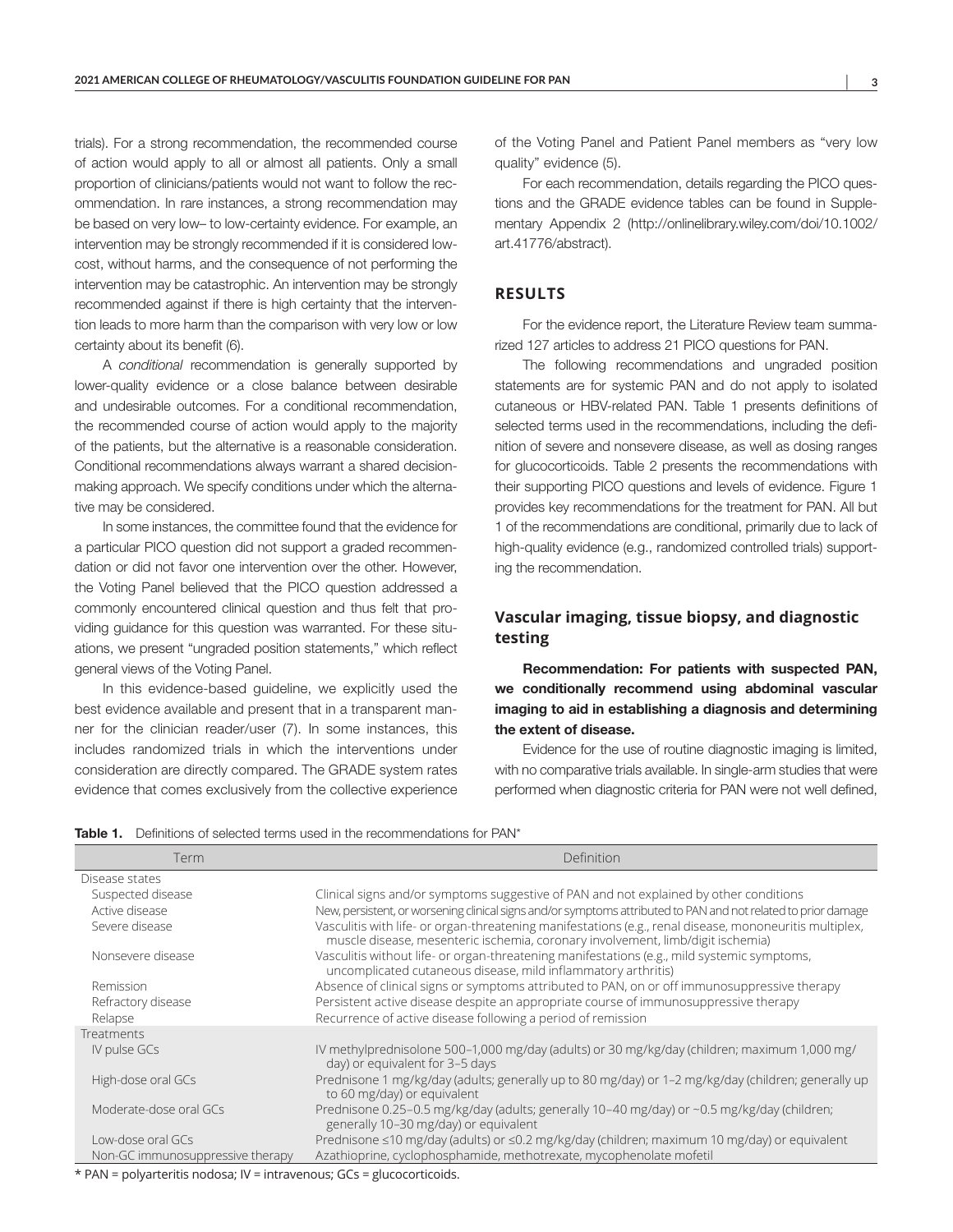trials). For a strong recommendation, the recommended course of action would apply to all or almost all patients. Only a small proportion of clinicians/patients would not want to follow the recommendation. In rare instances, a strong recommendation may be based on very low– to low-certainty evidence. For example, an intervention may be strongly recommended if it is considered low-cost, without harms, and the consequence of not performing the intervention may be catastrophic. An intervention may be strongly recommended against if there is high certainty that the intervention leads to more harm than the comparison with very low or low certainty about its benefit (6).

A *conditional* recommendation is generally supported by lower-quality evidence or a close balance between desirable and undesirable outcomes. For a conditional recommendation, the recommended course of action would apply to the majority of the patients, but the alternative is a reasonable consideration. Conditional recommendations always warrant a shared decision-making approach. We specify conditions under which the alternative may be considered.

In some instances, the committee found that the evidence for a particular PICO question did not support a graded recommendation or did not favor one intervention over the other. However, the Voting Panel believed that the PICO question addressed a commonly encountered clinical question and thus felt that providing guidance for this question was warranted. For these situations, we present "ungraded position statements," which reflect general views of the Voting Panel.

In this evidence-based guideline, we explicitly used the best evidence available and present that in a transparent manner for the clinician reader/user (7). In some instances, this includes randomized trials in which the interventions under consideration are directly compared. The GRADE system rates evidence that comes exclusively from the collective experience of the Voting Panel and Patient Panel members as "very low quality" evidence (5).

For each recommendation, details regarding the PICO questions and the GRADE evidence tables can be found in Supplementary Appendix 2 (http://onlinelibrary.wiley.com/doi/10.1002/art.41776/abstract).

## RESULTS

For the evidence report, the Literature Review team summarized 127 articles to address 21 PICO questions for PAN.

The following recommendations and ungraded position statements are for systemic PAN and do not apply to isolated cutaneous or HBV-related PAN. Table 1 presents definitions of selected terms used in the recommendations, including the definition of severe and nonsevere disease, as well as dosing ranges for glucocorticoids. Table 2 presents the recommendations with their supporting PICO questions and levels of evidence. Figure 1 provides key recommendations for the treatment for PAN. All but 1 of the recommendations are conditional, primarily due to lack of high-quality evidence (e.g., randomized controlled trials) supporting the recommendation.

### Vascular imaging, tissue biopsy, and diagnostic testing

**Recommendation: For patients with suspected PAN, we conditionally recommend using abdominal vascular imaging to aid in establishing a diagnosis and determining the extent of disease.**

Evidence for the use of routine diagnostic imaging is limited, with no comparative trials available. In single-arm studies that were performed when diagnostic criteria for PAN were not well defined,

**Table 1.** Definitions of selected terms used in the recommendations for PAN*

| Term | Definition |
|---|---|
| Disease states | |
| Suspected disease | Clinical signs and/or symptoms suggestive of PAN and not explained by other conditions |
| Active disease | New, persistent, or worsening clinical signs and/or symptoms attributed to PAN and not related to prior damage |
| Severe disease | Vasculitis with life- or organ-threatening manifestations (e.g., renal disease, mononeuritis multiplex, muscle disease, mesenteric ischemia, coronary involvement, limb/digit ischemia) |
| Nonsevere disease | Vasculitis without life- or organ-threatening manifestations (e.g., mild systemic symptoms, uncomplicated cutaneous disease, mild inflammatory arthritis) |
| Remission | Absence of clinical signs or symptoms attributed to PAN, on or off immunosuppressive therapy |
| Refractory disease | Persistent active disease despite an appropriate course of immunosuppressive therapy |
| Relapse | Recurrence of active disease following a period of remission |
| Treatments | |
| IV pulse GCs | IV methylprednisolone 500–1,000 mg/day (adults) or 30 mg/kg/day (children; maximum 1,000 mg/day) or equivalent for 3–5 days |
| High-dose oral GCs | Prednisone 1 mg/kg/day (adults; generally up to 80 mg/day) or 1–2 mg/kg/day (children; generally up to 60 mg/day) or equivalent |
| Moderate-dose oral GCs | Prednisone 0.25–0.5 mg/kg/day (adults; generally 10–40 mg/day) or ~0.5 mg/kg/day (children; generally 10–30 mg/day) or equivalent |
| Low-dose oral GCs | Prednisone ≤10 mg/day (adults) or ≤0.2 mg/kg/day (children; maximum 10 mg/day) or equivalent |
| Non-GC immunosuppressive therapy | Azathioprine, cyclophosphamide, methotrexate, mycophenolate mofetil |

* PAN = polyarteritis nodosa; IV = intravenous; GCs = glucocorticoids.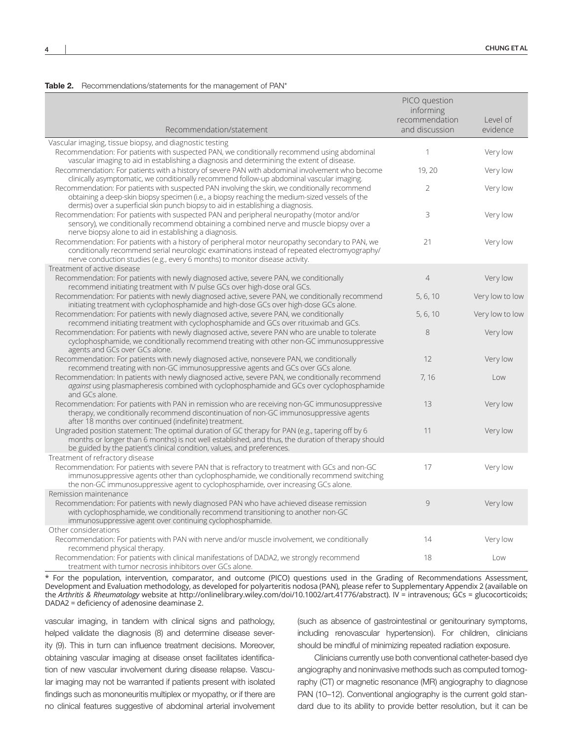**Table 2.** Recommendations/statements for the management of PAN*

| Recommendation/statement | PICO question informing recommendation and discussion | Level of evidence |
|---|---|---|
| Vascular imaging, tissue biopsy, and diagnostic testing | | |
| Recommendation: For patients with suspected PAN, we conditionally recommend using abdominal vascular imaging to aid in establishing a diagnosis and determining the extent of disease. | 1 | Very low |
| Recommendation: For patients with a history of severe PAN with abdominal involvement who become clinically asymptomatic, we conditionally recommend follow-up abdominal vascular imaging. | 19, 20 | Very low |
| Recommendation: For patients with suspected PAN involving the skin, we conditionally recommend obtaining a deep-skin biopsy specimen (i.e., a biopsy reaching the medium-sized vessels of the dermis) over a superficial skin punch biopsy to aid in establishing a diagnosis. | 2 | Very low |
| Recommendation: For patients with suspected PAN and peripheral neuropathy (motor and/or sensory), we conditionally recommend obtaining a combined nerve and muscle biopsy over a nerve biopsy alone to aid in establishing a diagnosis. | 3 | Very low |
| Recommendation: For patients with a history of peripheral motor neuropathy secondary to PAN, we conditionally recommend serial neurologic examinations instead of repeated electromyography/nerve conduction studies (e.g., every 6 months) to monitor disease activity. | 21 | Very low |
| Treatment of active disease | | |
| Recommendation: For patients with newly diagnosed active, severe PAN, we conditionally recommend initiating treatment with IV pulse GCs over high-dose oral GCs. | 4 | Very low |
| Recommendation: For patients with newly diagnosed active, severe PAN, we conditionally recommend initiating treatment with cyclophosphamide and high-dose GCs over high-dose GCs alone. | 5, 6, 10 | Very low to low |
| Recommendation: For patients with newly diagnosed active, severe PAN, we conditionally recommend initiating treatment with cyclophosphamide and GCs over rituximab and GCs. | 5, 6, 10 | Very low to low |
| Recommendation: For patients with newly diagnosed active, severe PAN who are unable to tolerate cyclophosphamide, we conditionally recommend treating with other non-GC immunosuppressive agents and GCs over GCs alone. | 8 | Very low |
| Recommendation: For patients with newly diagnosed active, nonsevere PAN, we conditionally recommend treating with non-GC immunosuppressive agents and GCs over GCs alone. | 12 | Very low |
| Recommendation: In patients with newly diagnosed active, severe PAN, we conditionally recommend *against* using plasmapheresis combined with cyclophosphamide and GCs over cyclophosphamide and GCs alone. | 7, 16 | Low |
| Recommendation: For patients with PAN in remission who are receiving non-GC immunosuppressive therapy, we conditionally recommend discontinuation of non-GC immunosuppressive agents after 18 months over continued (indefinite) treatment. | 13 | Very low |
| Ungraded position statement: The optimal duration of GC therapy for PAN (e.g., tapering off by 6 months or longer than 6 months) is not well established, and thus, the duration of therapy should be guided by the patient's clinical condition, values, and preferences. | 11 | Very low |
| Treatment of refractory disease | | |
| Recommendation: For patients with severe PAN that is refractory to treatment with GCs and non-GC immunosuppressive agents other than cyclophosphamide, we conditionally recommend switching the non-GC immunosuppressive agent to cyclophosphamide, over increasing GCs alone. | 17 | Very low |
| Remission maintenance | | |
| Recommendation: For patients with newly diagnosed PAN who have achieved disease remission with cyclophosphamide, we conditionally recommend transitioning to another non-GC immunosuppressive agent over continuing cyclophosphamide. | 9 | Very low |
| Other considerations | | |
| Recommendation: For patients with PAN with nerve and/or muscle involvement, we conditionally recommend physical therapy. | 14 | Very low |
| Recommendation: For patients with clinical manifestations of DADA2, we strongly recommend treatment with tumor necrosis inhibitors over GCs alone. | 18 | Low |

\* For the population, intervention, comparator, and outcome (PICO) questions used in the Grading of Recommendations Assessment, Development and Evaluation methodology, as developed for polyarteritis nodosa (PAN), please refer to Supplementary Appendix 2 (available on the *Arthritis & Rheumatology* website at http://onlinelibrary.wiley.com/doi/10.1002/art.41776/abstract). IV = intravenous; GCs = glucocorticoids; DADA2 = deficiency of adenosine deaminase 2.

vascular imaging, in tandem with clinical signs and pathology, helped validate the diagnosis (8) and determine disease severity (9). This in turn can influence treatment decisions. Moreover, obtaining vascular imaging at disease onset facilitates identification of new vascular involvement during disease relapse. Vascular imaging may not be warranted if patients present with isolated findings such as mononeuritis multiplex or myopathy, or if there are no clinical features suggestive of abdominal arterial involvement (such as absence of gastrointestinal or genitourinary symptoms, including renovascular hypertension). For children, clinicians should be mindful of minimizing repeated radiation exposure.

Clinicians currently use both conventional catheter-based dye angiography and noninvasive methods such as computed tomography (CT) or magnetic resonance (MR) angiography to diagnose PAN (10–12). Conventional angiography is the current gold standard due to its ability to provide better resolution, but it can be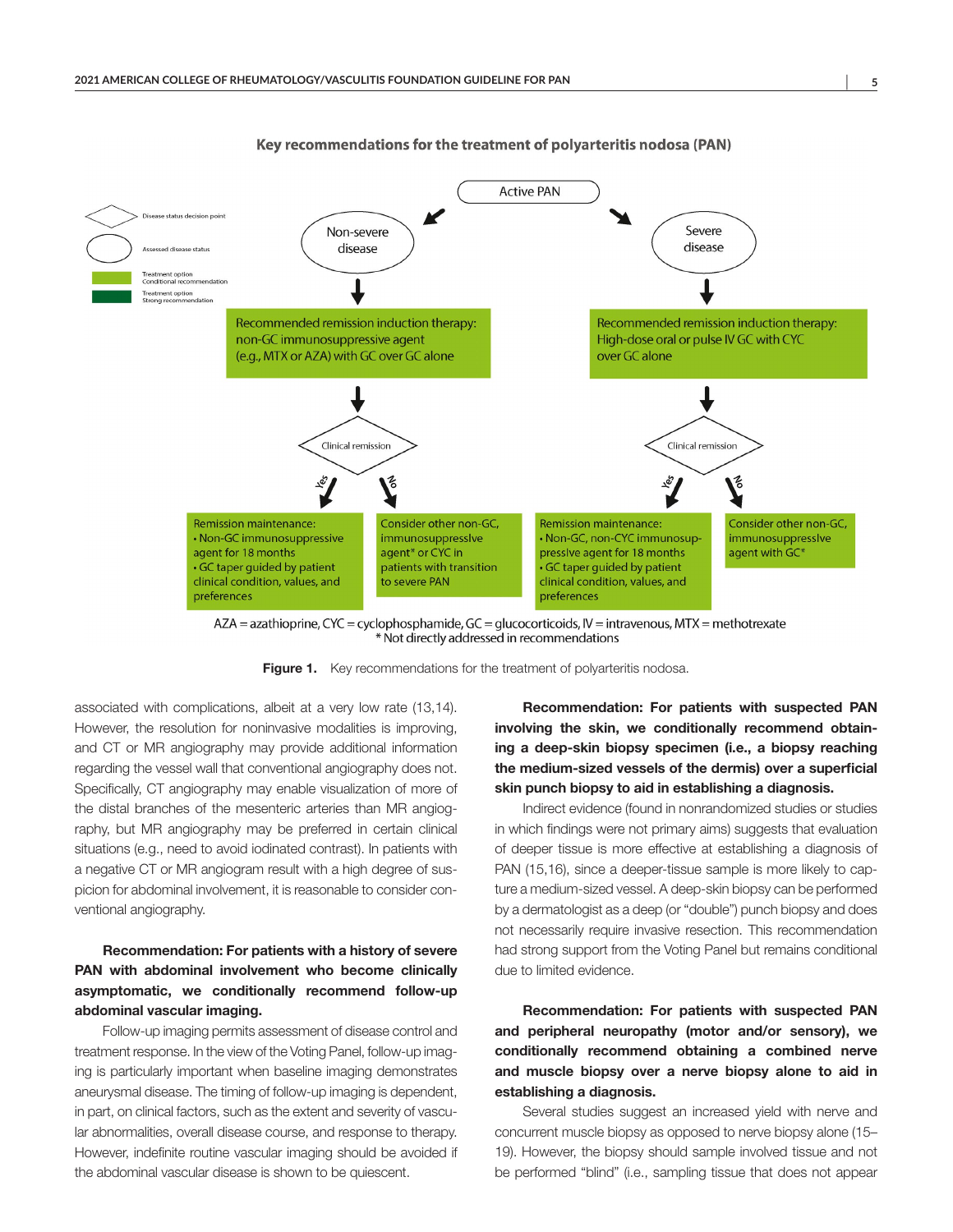Key recommendations for the treatment of polyarteritis nodosa (PAN)

Active PAN

Non-severe disease → Recommended remission induction therapy: non-GC immunosuppressive agent (e.g., MTX or AZA) with GC over GC alone → Clinical remission
- Yes: Remission maintenance: • Non-GC immunosuppressive agent for 18 months • GC taper guided by patient clinical condition, values, and preferences
- No: Consider other non-GC, immunosuppressive agent* or CYC in patients with transition to severe PAN

Severe disease → Recommended remission induction therapy: High-dose oral or pulse IV GC with CYC over GC alone → Clinical remission
- Yes: Remission maintenance: • Non-GC, non-CYC immunosuppressive agent for 18 months • GC taper guided by patient clinical condition, values, and preferences
- No: Consider other non-GC, immunosuppressive agent with GC*

Legend: Disease status decision point; Assessed disease status; Treatment option Conditional recommendation; Treatment option Strong recommendation

AZA = azathioprine, CYC = cyclophosphamide, GC = glucocorticoids, IV = intravenous, MTX = methotrexate
* Not directly addressed in recommendations

**Figure 1.** Key recommendations for the treatment of polyarteritis nodosa.

associated with complications, albeit at a very low rate (13,14). However, the resolution for noninvasive modalities is improving, and CT or MR angiography may provide additional information regarding the vessel wall that conventional angiography does not. Specifically, CT angiography may enable visualization of more of the distal branches of the mesenteric arteries than MR angiography, but MR angiography may be preferred in certain clinical situations (e.g., need to avoid iodinated contrast). In patients with a negative CT or MR angiogram result with a high degree of suspicion for abdominal involvement, it is reasonable to consider conventional angiography.

**Recommendation: For patients with a history of severe PAN with abdominal involvement who become clinically asymptomatic, we conditionally recommend follow-up abdominal vascular imaging.**

Follow-up imaging permits assessment of disease control and treatment response. In the view of the Voting Panel, follow-up imaging is particularly important when baseline imaging demonstrates aneurysmal disease. The timing of follow-up imaging is dependent, in part, on clinical factors, such as the extent and severity of vascular abnormalities, overall disease course, and response to therapy. However, indefinite routine vascular imaging should be avoided if the abdominal vascular disease is shown to be quiescent.

**Recommendation: For patients with suspected PAN involving the skin, we conditionally recommend obtaining a deep-skin biopsy specimen (i.e., a biopsy reaching the medium-sized vessels of the dermis) over a superficial skin punch biopsy to aid in establishing a diagnosis.**

Indirect evidence (found in nonrandomized studies or studies in which findings were not primary aims) suggests that evaluation of deeper tissue is more effective at establishing a diagnosis of PAN (15,16), since a deeper-tissue sample is more likely to capture a medium-sized vessel. A deep-skin biopsy can be performed by a dermatologist as a deep (or "double") punch biopsy and does not necessarily require invasive resection. This recommendation had strong support from the Voting Panel but remains conditional due to limited evidence.

**Recommendation: For patients with suspected PAN and peripheral neuropathy (motor and/or sensory), we conditionally recommend obtaining a combined nerve and muscle biopsy over a nerve biopsy alone to aid in establishing a diagnosis.**

Several studies suggest an increased yield with nerve and concurrent muscle biopsy as opposed to nerve biopsy alone (15–19). However, the biopsy should sample involved tissue and not be performed "blind" (i.e., sampling tissue that does not appear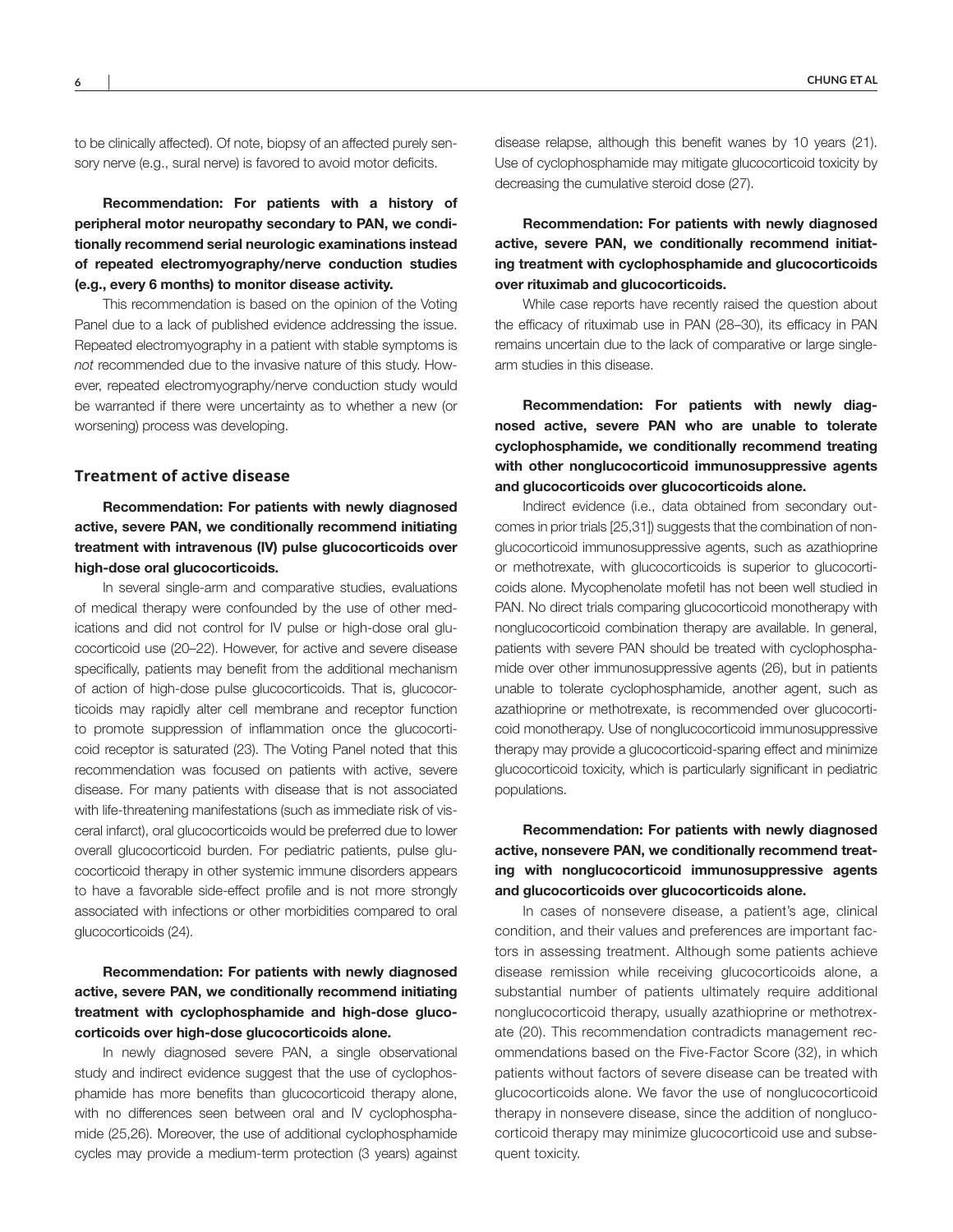to be clinically affected). Of note, biopsy of an affected purely sensory nerve (e.g., sural nerve) is favored to avoid motor deficits.

**Recommendation: For patients with a history of peripheral motor neuropathy secondary to PAN, we conditionally recommend serial neurologic examinations instead of repeated electromyography/nerve conduction studies (e.g., every 6 months) to monitor disease activity.**

This recommendation is based on the opinion of the Voting Panel due to a lack of published evidence addressing the issue. Repeated electromyography in a patient with stable symptoms is *not* recommended due to the invasive nature of this study. However, repeated electromyography/nerve conduction study would be warranted if there were uncertainty as to whether a new (or worsening) process was developing.

## Treatment of active disease

**Recommendation: For patients with newly diagnosed active, severe PAN, we conditionally recommend initiating treatment with intravenous (IV) pulse glucocorticoids over high-dose oral glucocorticoids.**

In several single-arm and comparative studies, evaluations of medical therapy were confounded by the use of other medications and did not control for IV pulse or high-dose oral glucocorticoid use (20–22). However, for active and severe disease specifically, patients may benefit from the additional mechanism of action of high-dose pulse glucocorticoids. That is, glucocorticoids may rapidly alter cell membrane and receptor function to promote suppression of inflammation once the glucocorticoid receptor is saturated (23). The Voting Panel noted that this recommendation was focused on patients with active, severe disease. For many patients with disease that is not associated with life-threatening manifestations (such as immediate risk of visceral infarct), oral glucocorticoids would be preferred due to lower overall glucocorticoid burden. For pediatric patients, pulse glucocorticoid therapy in other systemic immune disorders appears to have a favorable side-effect profile and is not more strongly associated with infections or other morbidities compared to oral glucocorticoids (24).

**Recommendation: For patients with newly diagnosed active, severe PAN, we conditionally recommend initiating treatment with cyclophosphamide and high-dose glucocorticoids over high-dose glucocorticoids alone.**

In newly diagnosed severe PAN, a single observational study and indirect evidence suggest that the use of cyclophosphamide has more benefits than glucocorticoid therapy alone, with no differences seen between oral and IV cyclophosphamide (25,26). Moreover, the use of additional cyclophosphamide cycles may provide a medium-term protection (3 years) against disease relapse, although this benefit wanes by 10 years (21). Use of cyclophosphamide may mitigate glucocorticoid toxicity by decreasing the cumulative steroid dose (27).

**Recommendation: For patients with newly diagnosed active, severe PAN, we conditionally recommend initiating treatment with cyclophosphamide and glucocorticoids over rituximab and glucocorticoids.**

While case reports have recently raised the question about the efficacy of rituximab use in PAN (28–30), its efficacy in PAN remains uncertain due to the lack of comparative or large single-arm studies in this disease.

**Recommendation: For patients with newly diagnosed active, severe PAN who are unable to tolerate cyclophosphamide, we conditionally recommend treating with other nonglucocorticoid immunosuppressive agents and glucocorticoids over glucocorticoids alone.**

Indirect evidence (i.e., data obtained from secondary outcomes in prior trials [25,31]) suggests that the combination of nonglucocorticoid immunosuppressive agents, such as azathioprine or methotrexate, with glucocorticoids is superior to glucocorticoids alone. Mycophenolate mofetil has not been well studied in PAN. No direct trials comparing glucocorticoid monotherapy with nonglucocorticoid combination therapy are available. In general, patients with severe PAN should be treated with cyclophosphamide over other immunosuppressive agents (26), but in patients unable to tolerate cyclophosphamide, another agent, such as azathioprine or methotrexate, is recommended over glucocorticoid monotherapy. Use of nonglucocorticoid immunosuppressive therapy may provide a glucocorticoid-sparing effect and minimize glucocorticoid toxicity, which is particularly significant in pediatric populations.

**Recommendation: For patients with newly diagnosed active, nonsevere PAN, we conditionally recommend treating with nonglucocorticoid immunosuppressive agents and glucocorticoids over glucocorticoids alone.**

In cases of nonsevere disease, a patient's age, clinical condition, and their values and preferences are important factors in assessing treatment. Although some patients achieve disease remission while receiving glucocorticoids alone, a substantial number of patients ultimately require additional nonglucocorticoid therapy, usually azathioprine or methotrexate (20). This recommendation contradicts management recommendations based on the Five-Factor Score (32), in which patients without factors of severe disease can be treated with glucocorticoids alone. We favor the use of nonglucocorticoid therapy in nonsevere disease, since the addition of nonglucocorticoid therapy may minimize glucocorticoid use and subsequent toxicity.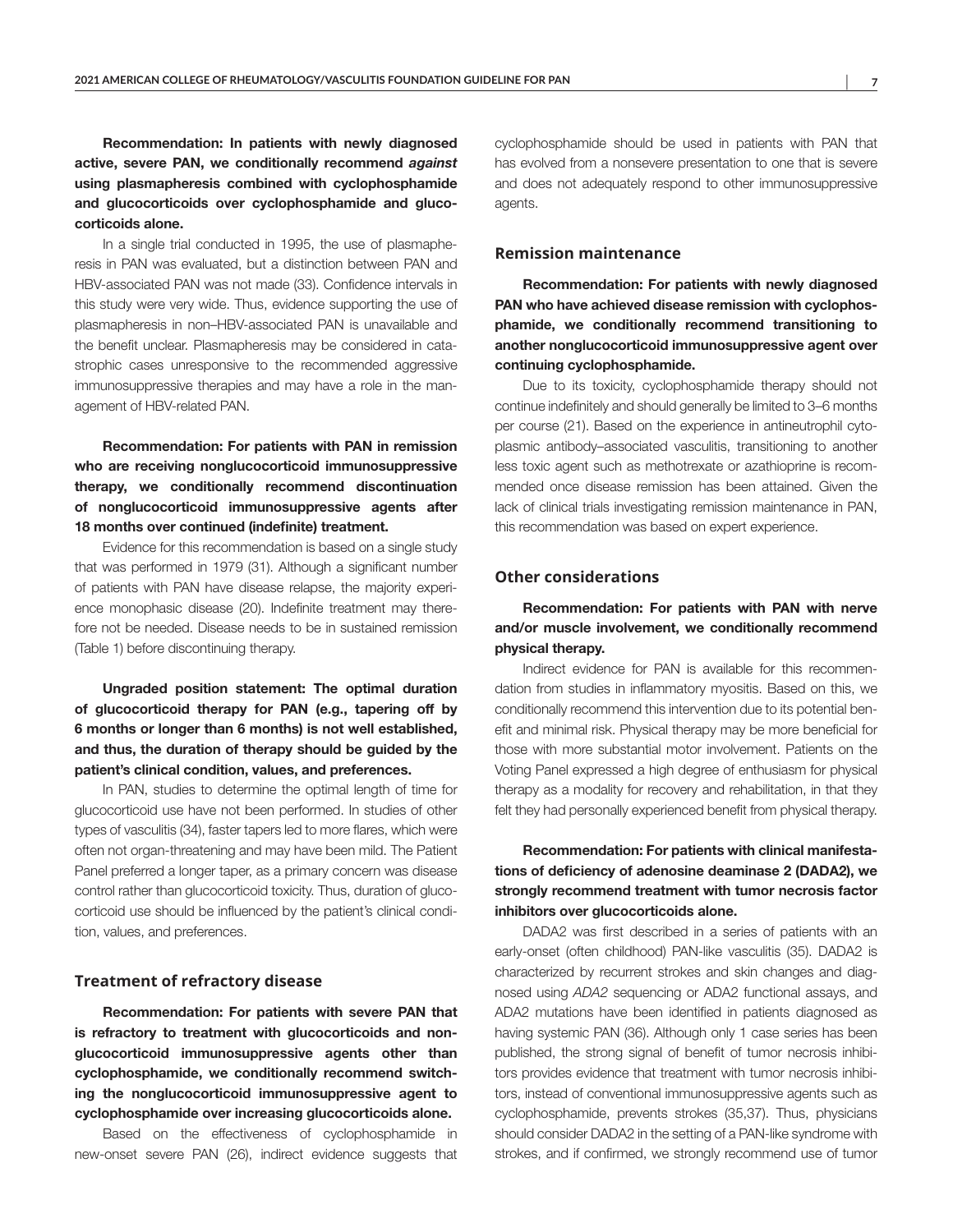**Recommendation: In patients with newly diagnosed active, severe PAN, we conditionally recommend *against* using plasmapheresis combined with cyclophosphamide and glucocorticoids over cyclophosphamide and glucocorticoids alone.**

In a single trial conducted in 1995, the use of plasmapheresis in PAN was evaluated, but a distinction between PAN and HBV-associated PAN was not made (33). Confidence intervals in this study were very wide. Thus, evidence supporting the use of plasmapheresis in non–HBV-associated PAN is unavailable and the benefit unclear. Plasmapheresis may be considered in catastrophic cases unresponsive to the recommended aggressive immunosuppressive therapies and may have a role in the management of HBV-related PAN.

**Recommendation: For patients with PAN in remission who are receiving nonglucocorticoid immunosuppressive therapy, we conditionally recommend discontinuation of nonglucocorticoid immunosuppressive agents after 18 months over continued (indefinite) treatment.**

Evidence for this recommendation is based on a single study that was performed in 1979 (31). Although a significant number of patients with PAN have disease relapse, the majority experience monophasic disease (20). Indefinite treatment may therefore not be needed. Disease needs to be in sustained remission (Table 1) before discontinuing therapy.

**Ungraded position statement: The optimal duration of glucocorticoid therapy for PAN (e.g., tapering off by 6 months or longer than 6 months) is not well established, and thus, the duration of therapy should be guided by the patient's clinical condition, values, and preferences.**

In PAN, studies to determine the optimal length of time for glucocorticoid use have not been performed. In studies of other types of vasculitis (34), faster tapers led to more flares, which were often not organ-threatening and may have been mild. The Patient Panel preferred a longer taper, as a primary concern was disease control rather than glucocorticoid toxicity. Thus, duration of glucocorticoid use should be influenced by the patient's clinical condition, values, and preferences.

## Treatment of refractory disease

**Recommendation: For patients with severe PAN that is refractory to treatment with glucocorticoids and nonglucocorticoid immunosuppressive agents other than cyclophosphamide, we conditionally recommend switching the nonglucocorticoid immunosuppressive agent to cyclophosphamide over increasing glucocorticoids alone.**

Based on the effectiveness of cyclophosphamide in new-onset severe PAN (26), indirect evidence suggests that cyclophosphamide should be used in patients with PAN that has evolved from a nonsevere presentation to one that is severe and does not adequately respond to other immunosuppressive agents.

## Remission maintenance

**Recommendation: For patients with newly diagnosed PAN who have achieved disease remission with cyclophosphamide, we conditionally recommend transitioning to another nonglucocorticoid immunosuppressive agent over continuing cyclophosphamide.**

Due to its toxicity, cyclophosphamide therapy should not continue indefinitely and should generally be limited to 3–6 months per course (21). Based on the experience in antineutrophil cytoplasmic antibody–associated vasculitis, transitioning to another less toxic agent such as methotrexate or azathioprine is recommended once disease remission has been attained. Given the lack of clinical trials investigating remission maintenance in PAN, this recommendation was based on expert experience.

## Other considerations

**Recommendation: For patients with PAN with nerve and/or muscle involvement, we conditionally recommend physical therapy.**

Indirect evidence for PAN is available for this recommendation from studies in inflammatory myositis. Based on this, we conditionally recommend this intervention due to its potential benefit and minimal risk. Physical therapy may be more beneficial for those with more substantial motor involvement. Patients on the Voting Panel expressed a high degree of enthusiasm for physical therapy as a modality for recovery and rehabilitation, in that they felt they had personally experienced benefit from physical therapy.

**Recommendation: For patients with clinical manifestations of deficiency of adenosine deaminase 2 (DADA2), we strongly recommend treatment with tumor necrosis factor inhibitors over glucocorticoids alone.**

DADA2 was first described in a series of patients with an early-onset (often childhood) PAN-like vasculitis (35). DADA2 is characterized by recurrent strokes and skin changes and diagnosed using *ADA2* sequencing or ADA2 functional assays, and ADA2 mutations have been identified in patients diagnosed as having systemic PAN (36). Although only 1 case series has been published, the strong signal of benefit of tumor necrosis inhibitors provides evidence that treatment with tumor necrosis inhibitors, instead of conventional immunosuppressive agents such as cyclophosphamide, prevents strokes (35,37). Thus, physicians should consider DADA2 in the setting of a PAN-like syndrome with strokes, and if confirmed, we strongly recommend use of tumor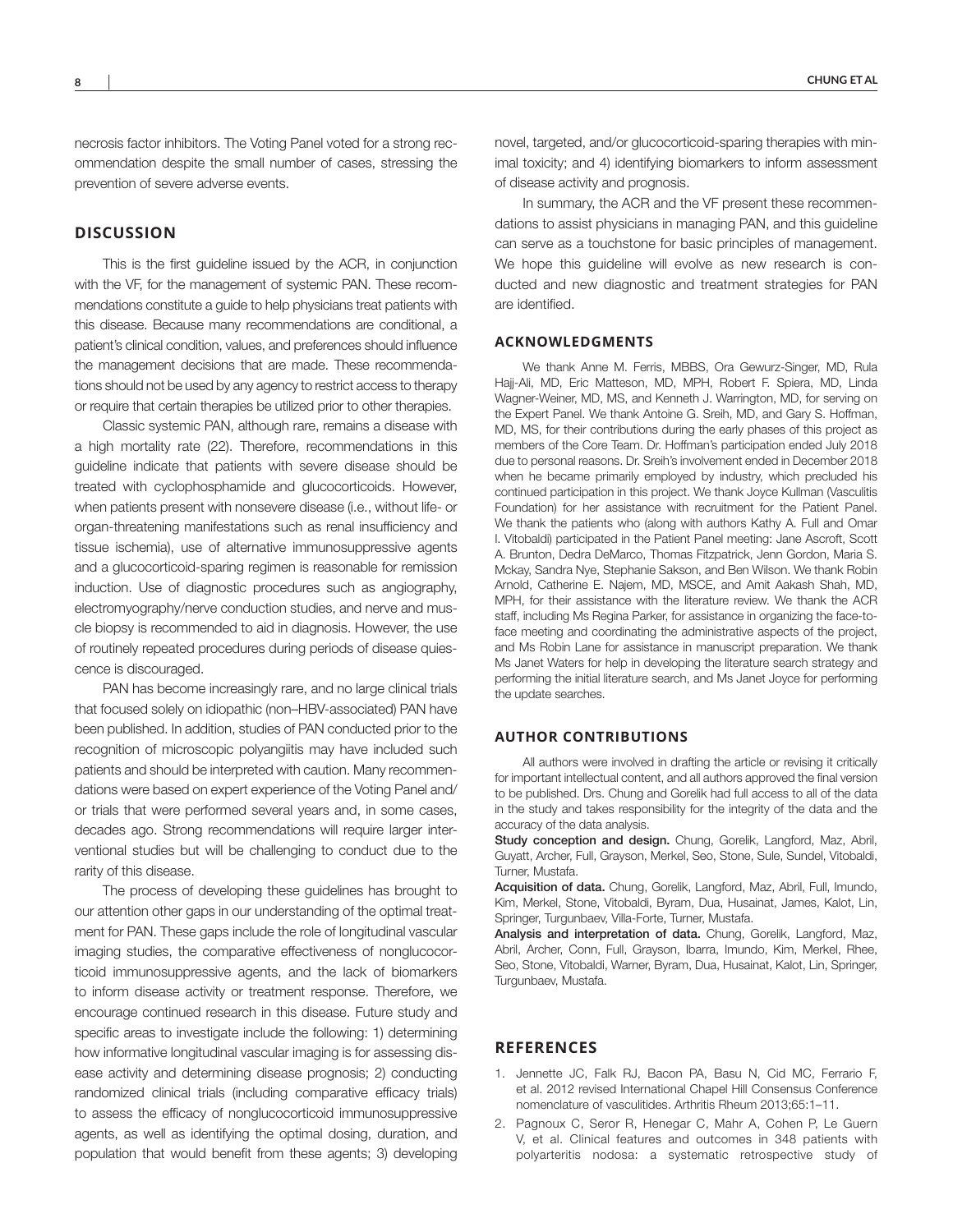necrosis factor inhibitors. The Voting Panel voted for a strong recommendation despite the small number of cases, stressing the prevention of severe adverse events.

## DISCUSSION

This is the first guideline issued by the ACR, in conjunction with the VF, for the management of systemic PAN. These recommendations constitute a guide to help physicians treat patients with this disease. Because many recommendations are conditional, a patient's clinical condition, values, and preferences should influence the management decisions that are made. These recommendations should not be used by any agency to restrict access to therapy or require that certain therapies be utilized prior to other therapies.

Classic systemic PAN, although rare, remains a disease with a high mortality rate (22). Therefore, recommendations in this guideline indicate that patients with severe disease should be treated with cyclophosphamide and glucocorticoids. However, when patients present with nonsevere disease (i.e., without life- or organ-threatening manifestations such as renal insufficiency and tissue ischemia), use of alternative immunosuppressive agents and a glucocorticoid-sparing regimen is reasonable for remission induction. Use of diagnostic procedures such as angiography, electromyography/nerve conduction studies, and nerve and muscle biopsy is recommended to aid in diagnosis. However, the use of routinely repeated procedures during periods of disease quiescence is discouraged.

PAN has become increasingly rare, and no large clinical trials that focused solely on idiopathic (non–HBV-associated) PAN have been published. In addition, studies of PAN conducted prior to the recognition of microscopic polyangiitis may have included such patients and should be interpreted with caution. Many recommendations were based on expert experience of the Voting Panel and/or trials that were performed several years and, in some cases, decades ago. Strong recommendations will require larger interventional studies but will be challenging to conduct due to the rarity of this disease.

The process of developing these guidelines has brought to our attention other gaps in our understanding of the optimal treatment for PAN. These gaps include the role of longitudinal vascular imaging studies, the comparative effectiveness of nonglucocorticoid immunosuppressive agents, and the lack of biomarkers to inform disease activity or treatment response. Therefore, we encourage continued research in this disease. Future study and specific areas to investigate include the following: 1) determining how informative longitudinal vascular imaging is for assessing disease activity and determining disease prognosis; 2) conducting randomized clinical trials (including comparative efficacy trials) to assess the efficacy of nonglucocorticoid immunosuppressive agents, as well as identifying the optimal dosing, duration, and population that would benefit from these agents; 3) developing novel, targeted, and/or glucocorticoid-sparing therapies with minimal toxicity; and 4) identifying biomarkers to inform assessment of disease activity and prognosis.

In summary, the ACR and the VF present these recommendations to assist physicians in managing PAN, and this guideline can serve as a touchstone for basic principles of management. We hope this guideline will evolve as new research is conducted and new diagnostic and treatment strategies for PAN are identified.

### ACKNOWLEDGMENTS

We thank Anne M. Ferris, MBBS, Ora Gewurz-Singer, MD, Rula Hajj-Ali, MD, Eric Matteson, MD, MPH, Robert F. Spiera, MD, Linda Wagner-Weiner, MD, MS, and Kenneth J. Warrington, MD, for serving on the Expert Panel. We thank Antoine G. Sreih, MD, and Gary S. Hoffman, MD, MS, for their contributions during the early phases of this project as members of the Core Team. Dr. Hoffman's participation ended July 2018 due to personal reasons. Dr. Sreih's involvement ended in December 2018 when he became primarily employed by industry, which precluded his continued participation in this project. We thank Joyce Kullman (Vasculitis Foundation) for her assistance with recruitment for the Patient Panel. We thank the patients who (along with authors Kathy A. Full and Omar I. Vitobaldi) participated in the Patient Panel meeting: Jane Ascroft, Scott A. Brunton, Dedra DeMarco, Thomas Fitzpatrick, Jenn Gordon, Maria S. Mckay, Sandra Nye, Stephanie Sakson, and Ben Wilson. We thank Robin Arnold, Catherine E. Najem, MD, MSCE, and Amit Aakash Shah, MD, MPH, for their assistance with the literature review. We thank the ACR staff, including Ms Regina Parker, for assistance in organizing the face-to-face meeting and coordinating the administrative aspects of the project, and Ms Robin Lane for assistance in manuscript preparation. We thank Ms Janet Waters for help in developing the literature search strategy and performing the initial literature search, and Ms Janet Joyce for performing the update searches.

### AUTHOR CONTRIBUTIONS

All authors were involved in drafting the article or revising it critically for important intellectual content, and all authors approved the final version to be published. Drs. Chung and Gorelik had full access to all of the data in the study and takes responsibility for the integrity of the data and the accuracy of the data analysis.

**Study conception and design.** Chung, Gorelik, Langford, Maz, Abril, Guyatt, Archer, Full, Grayson, Merkel, Seo, Stone, Sule, Sundel, Vitobaldi, Turner, Mustafa.

**Acquisition of data.** Chung, Gorelik, Langford, Maz, Abril, Full, Imundo, Kim, Merkel, Stone, Vitobaldi, Byram, Dua, Husainat, James, Kalot, Lin, Springer, Turgunbaev, Villa-Forte, Turner, Mustafa.

**Analysis and interpretation of data.** Chung, Gorelik, Langford, Maz, Abril, Archer, Conn, Full, Grayson, Ibarra, Imundo, Kim, Merkel, Rhee, Seo, Stone, Vitobaldi, Warner, Byram, Dua, Husainat, Kalot, Lin, Springer, Turgunbaev, Mustafa.

## REFERENCES

1. Jennette JC, Falk RJ, Bacon PA, Basu N, Cid MC, Ferrario F, et al. 2012 revised International Chapel Hill Consensus Conference nomenclature of vasculitides. Arthritis Rheum 2013;65:1–11.
2. Pagnoux C, Seror R, Henegar C, Mahr A, Cohen P, Le Guern V, et al. Clinical features and outcomes in 348 patients with polyarteritis nodosa: a systematic retrospective study of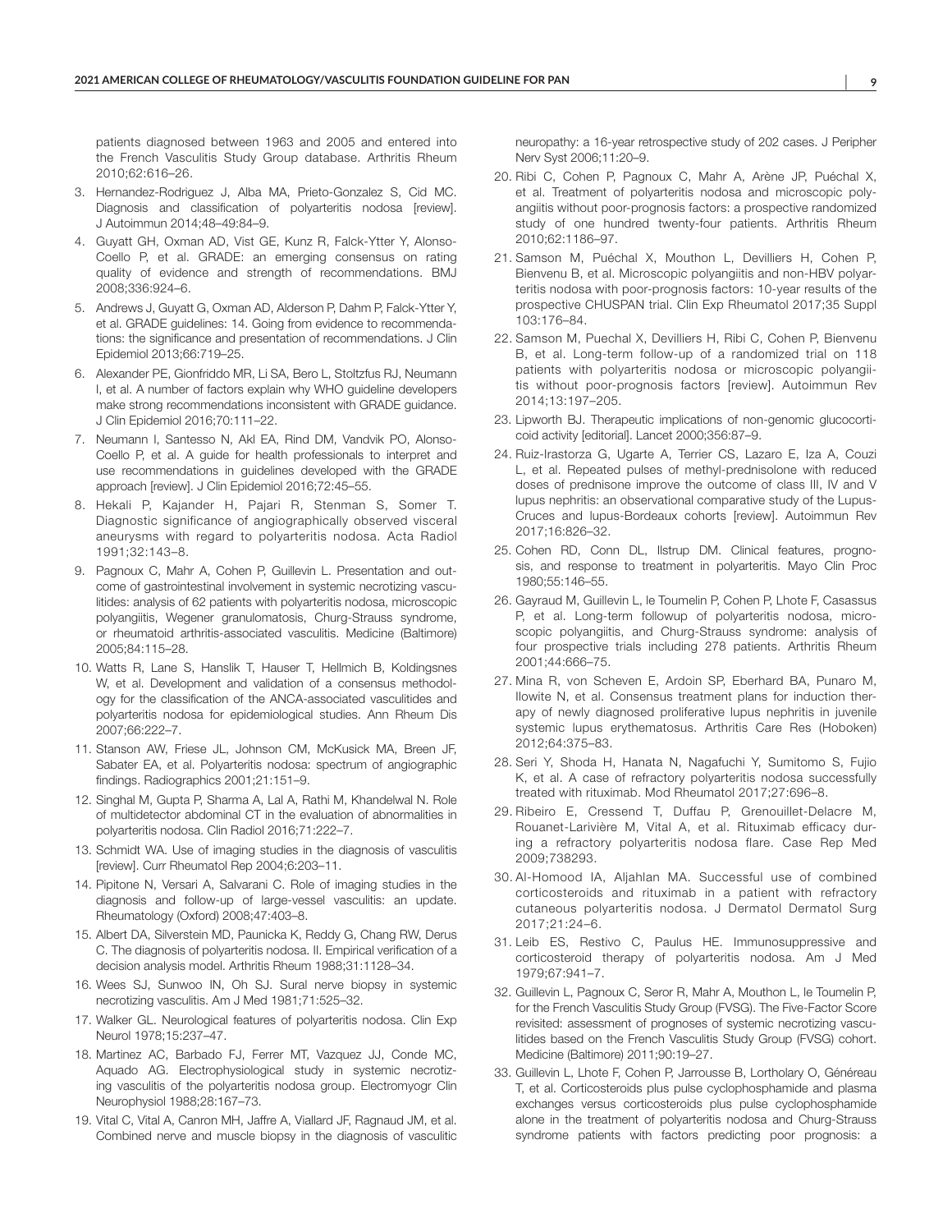patients diagnosed between 1963 and 2005 and entered into the French Vasculitis Study Group database. Arthritis Rheum 2010;62:616–26.

3. Hernandez-Rodriguez J, Alba MA, Prieto-Gonzalez S, Cid MC. Diagnosis and classification of polyarteritis nodosa [review]. J Autoimmun 2014;48–49:84–9.
4. Guyatt GH, Oxman AD, Vist GE, Kunz R, Falck-Ytter Y, Alonso-Coello P, et al. GRADE: an emerging consensus on rating quality of evidence and strength of recommendations. BMJ 2008;336:924–6.
5. Andrews J, Guyatt G, Oxman AD, Alderson P, Dahm P, Falck-Ytter Y, et al. GRADE guidelines: 14. Going from evidence to recommendations: the significance and presentation of recommendations. J Clin Epidemiol 2013;66:719–25.
6. Alexander PE, Gionfriddo MR, Li SA, Bero L, Stoltzfus RJ, Neumann I, et al. A number of factors explain why WHO guideline developers make strong recommendations inconsistent with GRADE guidance. J Clin Epidemiol 2016;70:111–22.
7. Neumann I, Santesso N, Akl EA, Rind DM, Vandvik PO, Alonso-Coello P, et al. A guide for health professionals to interpret and use recommendations in guidelines developed with the GRADE approach [review]. J Clin Epidemiol 2016;72:45–55.
8. Hekali P, Kajander H, Pajari R, Stenman S, Somer T. Diagnostic significance of angiographically observed visceral aneurysms with regard to polyarteritis nodosa. Acta Radiol 1991;32:143–8.
9. Pagnoux C, Mahr A, Cohen P, Guillevin L. Presentation and outcome of gastrointestinal involvement in systemic necrotizing vasculitides: analysis of 62 patients with polyarteritis nodosa, microscopic polyangiitis, Wegener granulomatosis, Churg-Strauss syndrome, or rheumatoid arthritis-associated vasculitis. Medicine (Baltimore) 2005;84:115–28.
10. Watts R, Lane S, Hanslik T, Hauser T, Hellmich B, Koldingsnes W, et al. Development and validation of a consensus methodology for the classification of the ANCA-associated vasculitides and polyarteritis nodosa for epidemiological studies. Ann Rheum Dis 2007;66:222–7.
11. Stanson AW, Friese JL, Johnson CM, McKusick MA, Breen JF, Sabater EA, et al. Polyarteritis nodosa: spectrum of angiographic findings. Radiographics 2001;21:151–9.
12. Singhal M, Gupta P, Sharma A, Lal A, Rathi M, Khandelwal N. Role of multidetector abdominal CT in the evaluation of abnormalities in polyarteritis nodosa. Clin Radiol 2016;71:222–7.
13. Schmidt WA. Use of imaging studies in the diagnosis of vasculitis [review]. Curr Rheumatol Rep 2004;6:203–11.
14. Pipitone N, Versari A, Salvarani C. Role of imaging studies in the diagnosis and follow-up of large-vessel vasculitis: an update. Rheumatology (Oxford) 2008;47:403–8.
15. Albert DA, Silverstein MD, Paunicka K, Reddy G, Chang RW, Derus C. The diagnosis of polyarteritis nodosa. II. Empirical verification of a decision analysis model. Arthritis Rheum 1988;31:1128–34.
16. Wees SJ, Sunwoo IN, Oh SJ. Sural nerve biopsy in systemic necrotizing vasculitis. Am J Med 1981;71:525–32.
17. Walker GL. Neurological features of polyarteritis nodosa. Clin Exp Neurol 1978;15:237–47.
18. Martinez AC, Barbado FJ, Ferrer MT, Vazquez JJ, Conde MC, Aquado AG. Electrophysiological study in systemic necrotizing vasculitis of the polyarteritis nodosa group. Electromyogr Clin Neurophysiol 1988;28:167–73.
19. Vital C, Vital A, Canron MH, Jaffre A, Viallard JF, Ragnaud JM, et al. Combined nerve and muscle biopsy in the diagnosis of vasculitic neuropathy: a 16-year retrospective study of 202 cases. J Peripher Nerv Syst 2006;11:20–9.
20. Ribi C, Cohen P, Pagnoux C, Mahr A, Arène JP, Puéchal X, et al. Treatment of polyarteritis nodosa and microscopic polyangiitis without poor-prognosis factors: a prospective randomized study of one hundred twenty-four patients. Arthritis Rheum 2010;62:1186–97.
21. Samson M, Puéchal X, Mouthon L, Devilliers H, Cohen P, Bienvenu B, et al. Microscopic polyangiitis and non-HBV polyarteritis nodosa with poor-prognosis factors: 10-year results of the prospective CHUSPAN trial. Clin Exp Rheumatol 2017;35 Suppl 103:176–84.
22. Samson M, Puechal X, Devilliers H, Ribi C, Cohen P, Bienvenu B, et al. Long-term follow-up of a randomized trial on 118 patients with polyarteritis nodosa or microscopic polyangiitis without poor-prognosis factors [review]. Autoimmun Rev 2014;13:197–205.
23. Lipworth BJ. Therapeutic implications of non-genomic glucocorticoid activity [editorial]. Lancet 2000;356:87–9.
24. Ruiz-Irastorza G, Ugarte A, Terrier CS, Lazaro E, Iza A, Couzi L, et al. Repeated pulses of methyl-prednisolone with reduced doses of prednisone improve the outcome of class III, IV and V lupus nephritis: an observational comparative study of the Lupus-Cruces and lupus-Bordeaux cohorts [review]. Autoimmun Rev 2017;16:826–32.
25. Cohen RD, Conn DL, Ilstrup DM. Clinical features, prognosis, and response to treatment in polyarteritis. Mayo Clin Proc 1980;55:146–55.
26. Gayraud M, Guillevin L, le Toumelin P, Cohen P, Lhote F, Casassus P, et al. Long-term followup of polyarteritis nodosa, microscopic polyangiitis, and Churg-Strauss syndrome: analysis of four prospective trials including 278 patients. Arthritis Rheum 2001;44:666–75.
27. Mina R, von Scheven E, Ardoin SP, Eberhard BA, Punaro M, Ilowite N, et al. Consensus treatment plans for induction therapy of newly diagnosed proliferative lupus nephritis in juvenile systemic lupus erythematosus. Arthritis Care Res (Hoboken) 2012;64:375–83.
28. Seri Y, Shoda H, Hanata N, Nagafuchi Y, Sumitomo S, Fujio K, et al. A case of refractory polyarteritis nodosa successfully treated with rituximab. Mod Rheumatol 2017;27:696–8.
29. Ribeiro E, Cressend T, Duffau P, Grenouillet-Delacre M, Rouanet-Larivière M, Vital A, et al. Rituximab efficacy during a refractory polyarteritis nodosa flare. Case Rep Med 2009;738293.
30. Al-Homood IA, Aljahlan MA. Successful use of combined corticosteroids and rituximab in a patient with refractory cutaneous polyarteritis nodosa. J Dermatol Dermatol Surg 2017;21:24–6.
31. Leib ES, Restivo C, Paulus HE. Immunosuppressive and corticosteroid therapy of polyarteritis nodosa. Am J Med 1979;67:941–7.
32. Guillevin L, Pagnoux C, Seror R, Mahr A, Mouthon L, le Toumelin P, for the French Vasculitis Study Group (FVSG). The Five-Factor Score revisited: assessment of prognoses of systemic necrotizing vasculitides based on the French Vasculitis Study Group (FVSG) cohort. Medicine (Baltimore) 2011;90:19–27.
33. Guillevin L, Lhote F, Cohen P, Jarrousse B, Lortholary O, Généreau T, et al. Corticosteroids plus pulse cyclophosphamide and plasma exchanges versus corticosteroids plus pulse cyclophosphamide alone in the treatment of polyarteritis nodosa and Churg-Strauss syndrome patients with factors predicting poor prognosis: a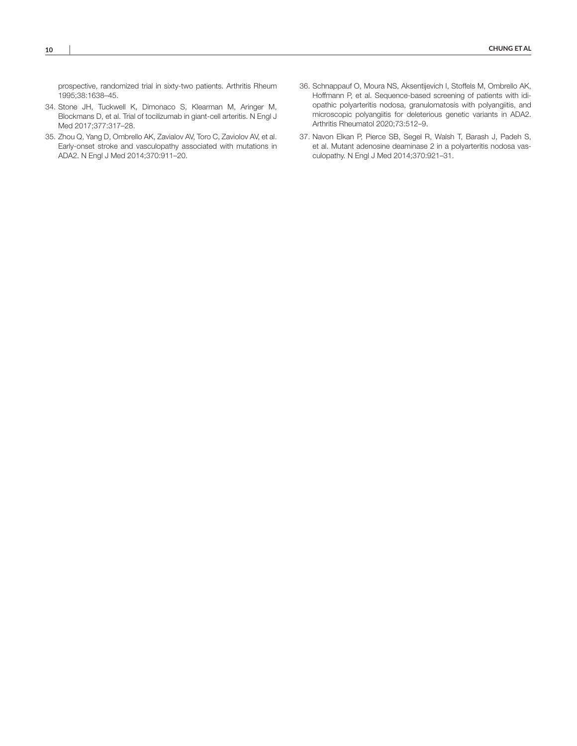prospective, randomized trial in sixty-two patients. Arthritis Rheum 1995;38:1638–45.

34. Stone JH, Tuckwell K, Dimonaco S, Klearman M, Aringer M, Blockmans D, et al. Trial of tocilizumab in giant-cell arteritis. N Engl J Med 2017;377:317–28.

35. Zhou Q, Yang D, Ombrello AK, Zavialov AV, Toro C, Zaviolov AV, et al. Early-onset stroke and vasculopathy associated with mutations in ADA2. N Engl J Med 2014;370:911–20.

36. Schnappauf O, Moura NS, Aksentijevich I, Stoffels M, Ombrello AK, Hoffmann P, et al. Sequence-based screening of patients with idiopathic polyarteritis nodosa, granulomatosis with polyangiitis, and microscopic polyangiitis for deleterious genetic variants in ADA2. Arthritis Rheumatol 2020;73:512–9.

37. Navon Elkan P, Pierce SB, Segel R, Walsh T, Barash J, Padeh S, et al. Mutant adenosine deaminase 2 in a polyarteritis nodosa vasculopathy. N Engl J Med 2014;370:921–31.